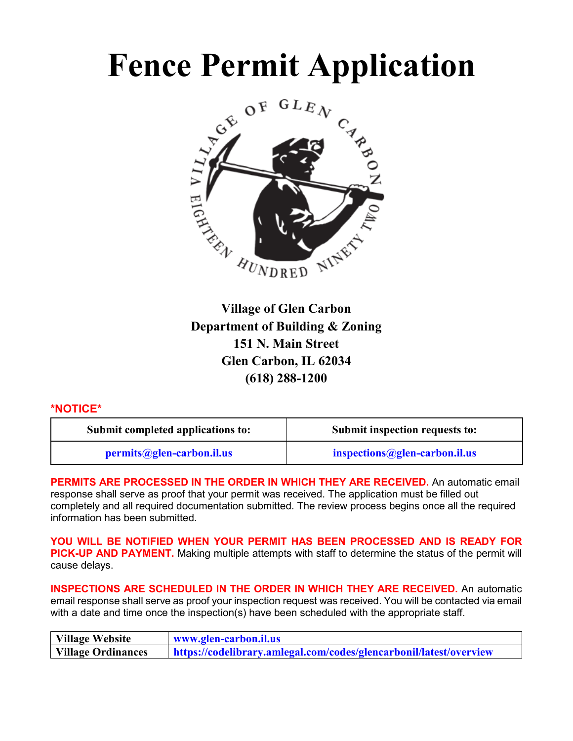# Fence Permit Application

**Village of Glen Carbon**
**Department of Building & Zoning**
**151 N. Main Street**
**Glen Carbon, IL 62034**
**(618) 288-1200**

**\*NOTICE\***

| Submit completed applications to: | Submit inspection requests to: |
| --- | --- |
| permits@glen-carbon.il.us | inspections@glen-carbon.il.us |

**PERMITS ARE PROCESSED IN THE ORDER IN WHICH THEY ARE RECEIVED.** An automatic email response shall serve as proof that your permit was received. The application must be filled out completely and all required documentation submitted. The review process begins once all the required information has been submitted.

**YOU WILL BE NOTIFIED WHEN YOUR PERMIT HAS BEEN PROCESSED AND IS READY FOR PICK-UP AND PAYMENT.** Making multiple attempts with staff to determine the status of the permit will cause delays.

**INSPECTIONS ARE SCHEDULED IN THE ORDER IN WHICH THEY ARE RECEIVED.** An automatic email response shall serve as proof your inspection request was received. You will be contacted via email with a date and time once the inspection(s) have been scheduled with the appropriate staff.

| | |
| --- | --- |
| Village Website | www.glen-carbon.il.us |
| Village Ordinances | https://codelibrary.amlegal.com/codes/glencarbonil/latest/overview |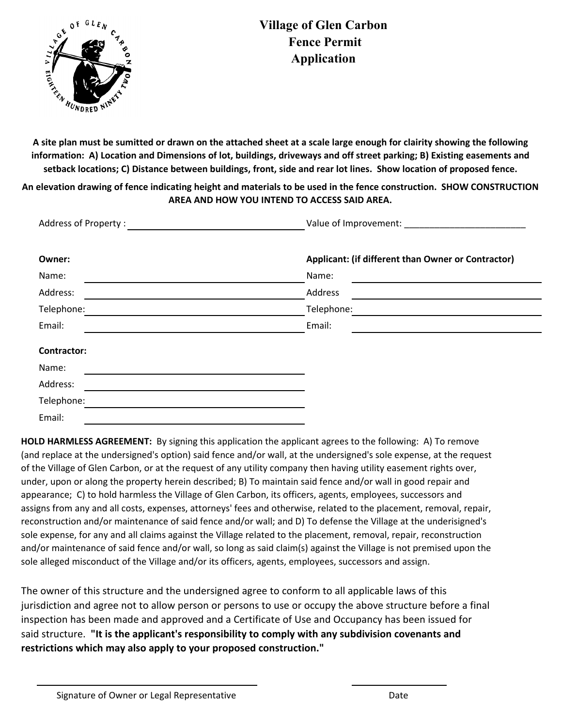# Village of Glen Carbon
## Fence Permit
## Application

**A site plan must be sumitted or drawn on the attached sheet at a scale large enough for clairity showing the following information: A) Location and Dimensions of lot, buildings, driveways and off street parking; B) Existing easements and setback locations; C) Distance between buildings, front, side and rear lot lines. Show location of proposed fence.**

**An elevation drawing of fence indicating height and materials to be used in the fence construction. SHOW CONSTRUCTION AREA AND HOW YOU INTEND TO ACCESS SAID AREA.**

Address of Property : ______________________________ Value of Improvement: ________________________

**Owner:**

Name: ______________________________

Address: ______________________________

Telephone: ______________________________

Email: ______________________________

**Applicant: (if different than Owner or Contractor)**

Name: ______________________________

Address ______________________________

Telephone: ______________________________

Email: ______________________________

**Contractor:**

Name: ______________________________

Address: ______________________________

Telephone: ______________________________

Email: ______________________________

**HOLD HARMLESS AGREEMENT:** By signing this application the applicant agrees to the following: A) To remove (and replace at the undersigned's option) said fence and/or wall, at the undersigned's sole expense, at the request of the Village of Glen Carbon, or at the request of any utility company then having utility easement rights over, under, upon or along the property herein described; B) To maintain said fence and/or wall in good repair and appearance; C) to hold harmless the Village of Glen Carbon, its officers, agents, employees, successors and assigns from any and all costs, expenses, attorneys' fees and otherwise, related to the placement, removal, repair, reconstruction and/or maintenance of said fence and/or wall; and D) To defense the Village at the underisigned's sole expense, for any and all claims against the Village related to the placement, removal, repair, reconstruction and/or maintenance of said fence and/or wall, so long as said claim(s) against the Village is not premised upon the sole alleged misconduct of the Village and/or its officers, agents, employees, successors and assign.

The owner of this structure and the undersigned agree to conform to all applicable laws of this jurisdiction and agree not to allow person or persons to use or occupy the above structure before a final inspection has been made and approved and a Certificate of Use and Occupancy has been issued for said structure. **"It is the applicant's responsibility to comply with any subdivision covenants and restrictions which may also apply to your proposed construction."**

______________________________ ______________

Signature of Owner or Legal Representative Date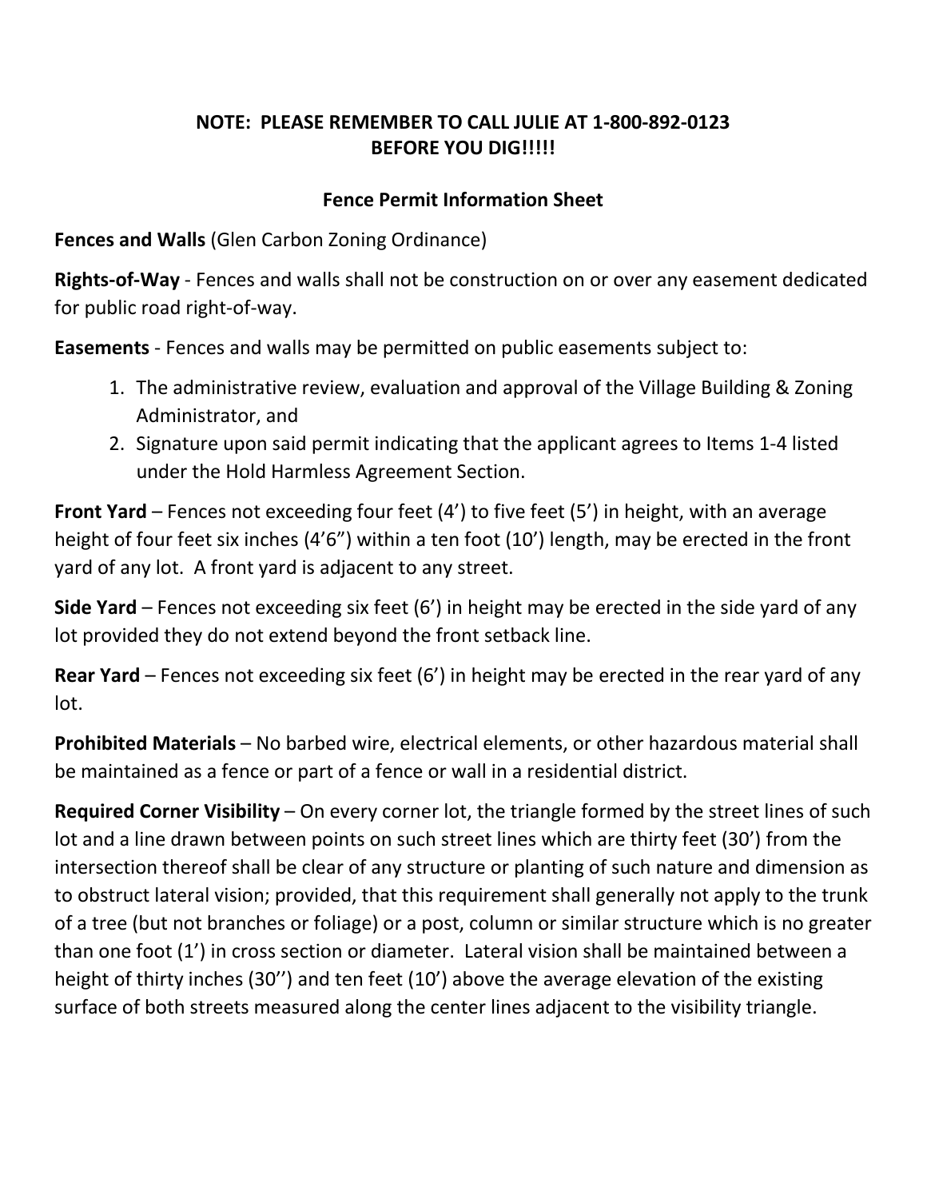**NOTE: PLEASE REMEMBER TO CALL JULIE AT 1-800-892-0123 BEFORE YOU DIG!!!!!**

## Fence Permit Information Sheet

**Fences and Walls** (Glen Carbon Zoning Ordinance)

**Rights-of-Way** - Fences and walls shall not be construction on or over any easement dedicated for public road right-of-way.

**Easements** - Fences and walls may be permitted on public easements subject to:

1. The administrative review, evaluation and approval of the Village Building & Zoning Administrator, and
2. Signature upon said permit indicating that the applicant agrees to Items 1-4 listed under the Hold Harmless Agreement Section.

**Front Yard** – Fences not exceeding four feet (4') to five feet (5') in height, with an average height of four feet six inches (4'6") within a ten foot (10') length, may be erected in the front yard of any lot. A front yard is adjacent to any street.

**Side Yard** – Fences not exceeding six feet (6') in height may be erected in the side yard of any lot provided they do not extend beyond the front setback line.

**Rear Yard** – Fences not exceeding six feet (6') in height may be erected in the rear yard of any lot.

**Prohibited Materials** – No barbed wire, electrical elements, or other hazardous material shall be maintained as a fence or part of a fence or wall in a residential district.

**Required Corner Visibility** – On every corner lot, the triangle formed by the street lines of such lot and a line drawn between points on such street lines which are thirty feet (30') from the intersection thereof shall be clear of any structure or planting of such nature and dimension as to obstruct lateral vision; provided, that this requirement shall generally not apply to the trunk of a tree (but not branches or foliage) or a post, column or similar structure which is no greater than one foot (1') in cross section or diameter. Lateral vision shall be maintained between a height of thirty inches (30'') and ten feet (10') above the average elevation of the existing surface of both streets measured along the center lines adjacent to the visibility triangle.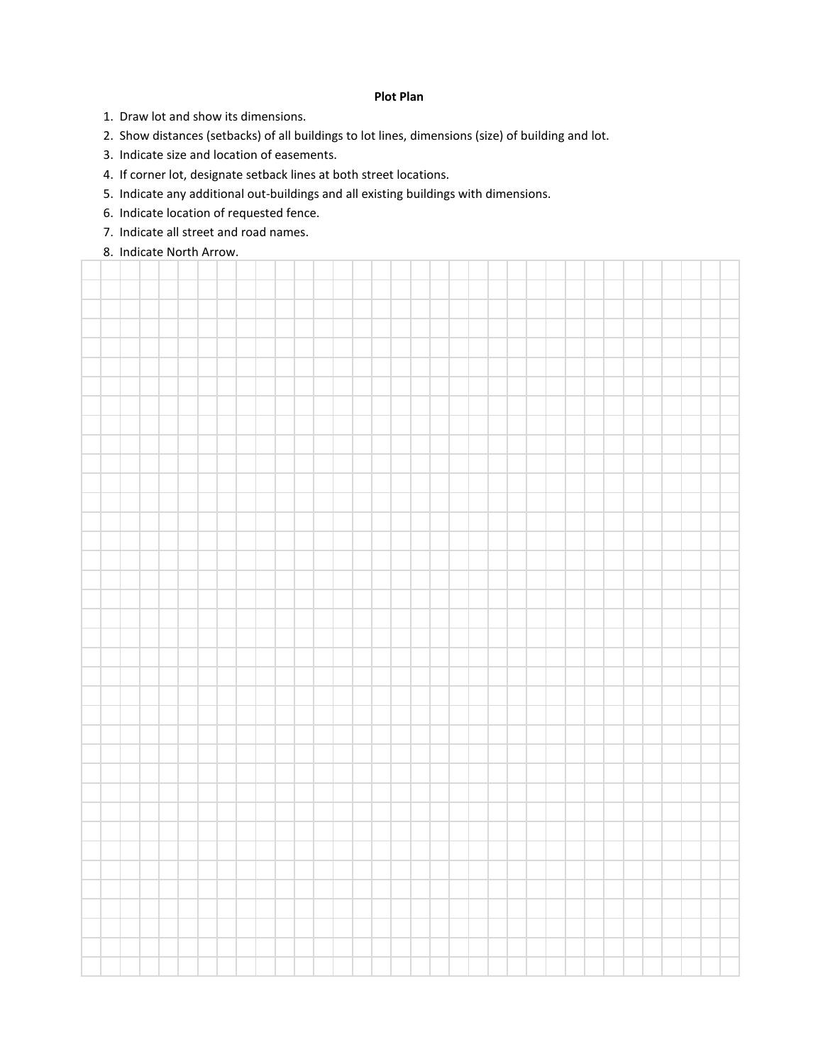**Plot Plan**

1. Draw lot and show its dimensions.
2. Show distances (setbacks) of all buildings to lot lines, dimensions (size) of building and lot.
3. Indicate size and location of easements.
4. If corner lot, designate setback lines at both street locations.
5. Indicate any additional out-buildings and all existing buildings with dimensions.
6. Indicate location of requested fence.
7. Indicate all street and road names.
8. Indicate North Arrow.